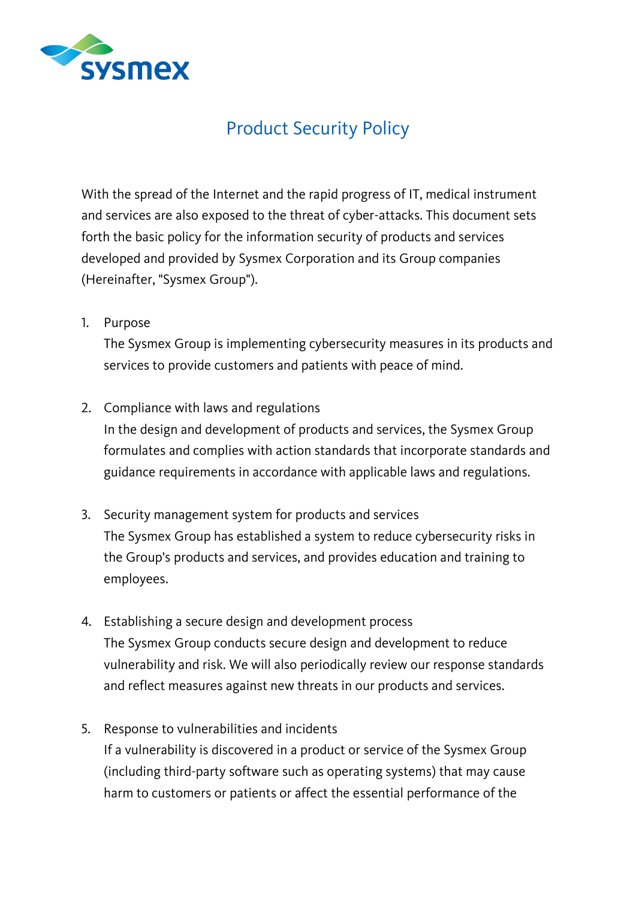# Product Security Policy

With the spread of the Internet and the rapid progress of IT, medical instrument and services are also exposed to the threat of cyber-attacks. This document sets forth the basic policy for the information security of products and services developed and provided by Sysmex Corporation and its Group companies (Hereinafter, "Sysmex Group").

1. Purpose
   The Sysmex Group is implementing cybersecurity measures in its products and services to provide customers and patients with peace of mind.

2. Compliance with laws and regulations
   In the design and development of products and services, the Sysmex Group formulates and complies with action standards that incorporate standards and guidance requirements in accordance with applicable laws and regulations.

3. Security management system for products and services
   The Sysmex Group has established a system to reduce cybersecurity risks in the Group's products and services, and provides education and training to employees.

4. Establishing a secure design and development process
   The Sysmex Group conducts secure design and development to reduce vulnerability and risk. We will also periodically review our response standards and reflect measures against new threats in our products and services.

5. Response to vulnerabilities and incidents
   If a vulnerability is discovered in a product or service of the Sysmex Group (including third-party software such as operating systems) that may cause harm to customers or patients or affect the essential performance of the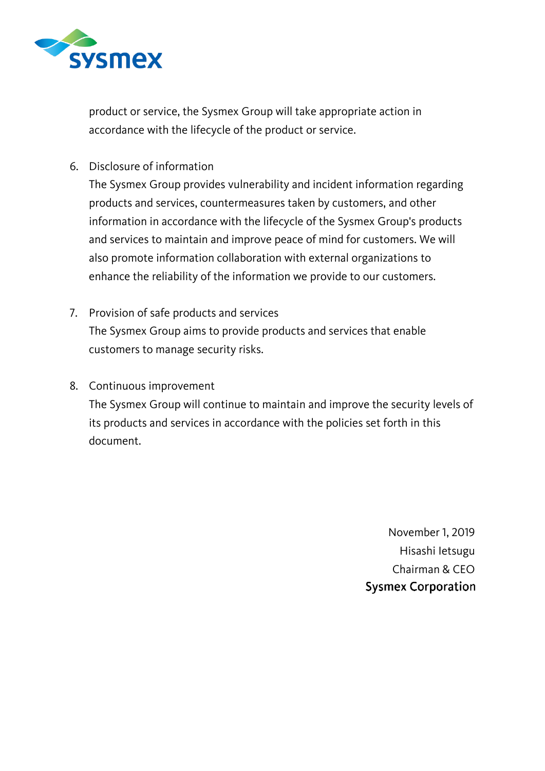product or service, the Sysmex Group will take appropriate action in accordance with the lifecycle of the product or service.

6. Disclosure of information
   The Sysmex Group provides vulnerability and incident information regarding products and services, countermeasures taken by customers, and other information in accordance with the lifecycle of the Sysmex Group's products and services to maintain and improve peace of mind for customers. We will also promote information collaboration with external organizations to enhance the reliability of the information we provide to our customers.

7. Provision of safe products and services
   The Sysmex Group aims to provide products and services that enable customers to manage security risks.

8. Continuous improvement
   The Sysmex Group will continue to maintain and improve the security levels of its products and services in accordance with the policies set forth in this document.

November 1, 2019
Hisashi Ietsugu
Chairman & CEO
**Sysmex Corporation**